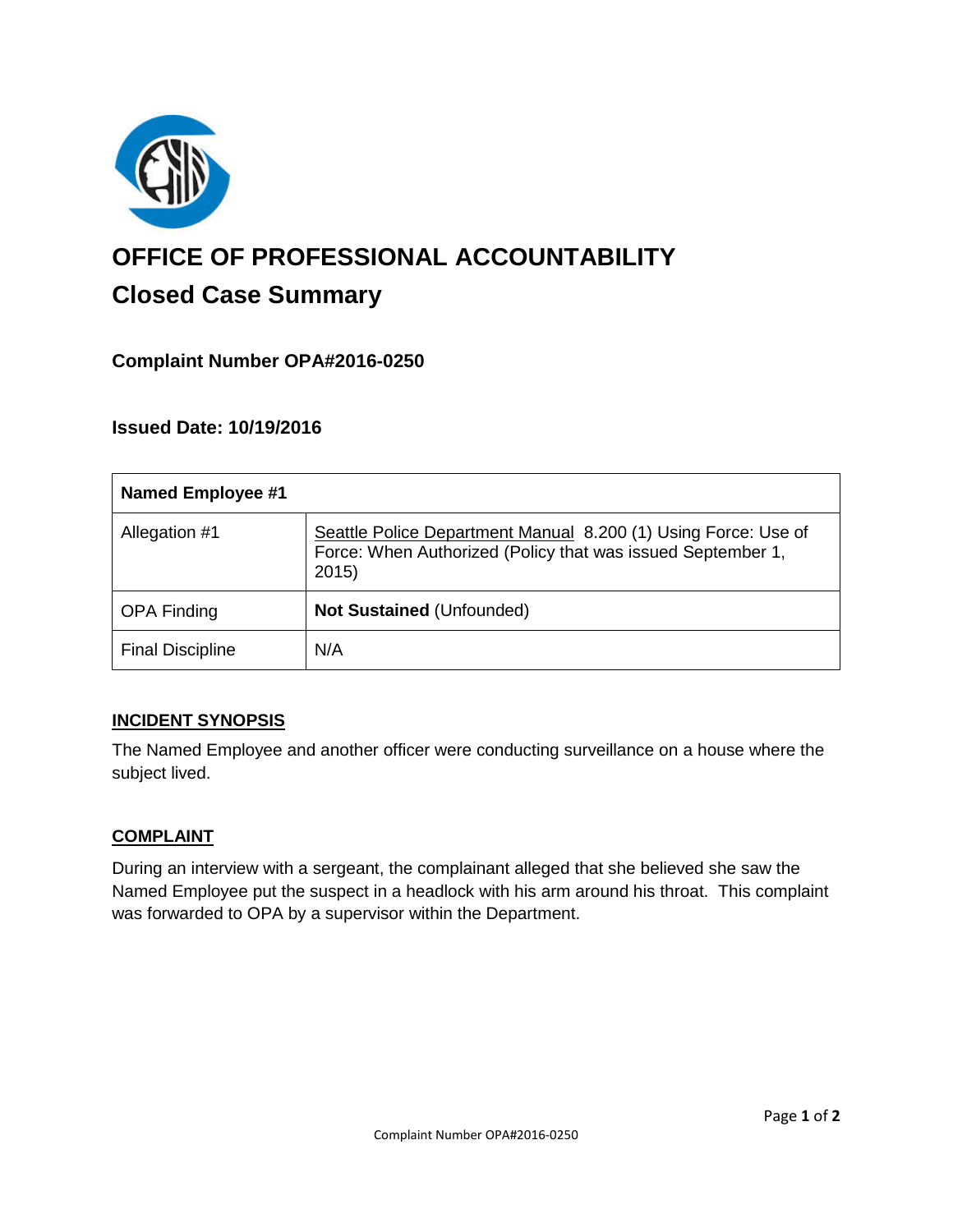# OFFICE OF PROFESSIONAL ACCOUNTABILITY

## Closed Case Summary

### Complaint Number OPA#2016-0250

### Issued Date: 10/19/2016

| **Named Employee #1** | |
|---|---|
| Allegation #1 | Seattle Police Department Manual 8.200 (1) Using Force: Use of Force: When Authorized (Policy that was issued September 1, 2015) |
| OPA Finding | **Not Sustained** (Unfounded) |
| Final Discipline | N/A |

#### INCIDENT SYNOPSIS

The Named Employee and another officer were conducting surveillance on a house where the subject lived.

#### COMPLAINT

During an interview with a sergeant, the complainant alleged that she believed she saw the Named Employee put the suspect in a headlock with his arm around his throat. This complaint was forwarded to OPA by a supervisor within the Department.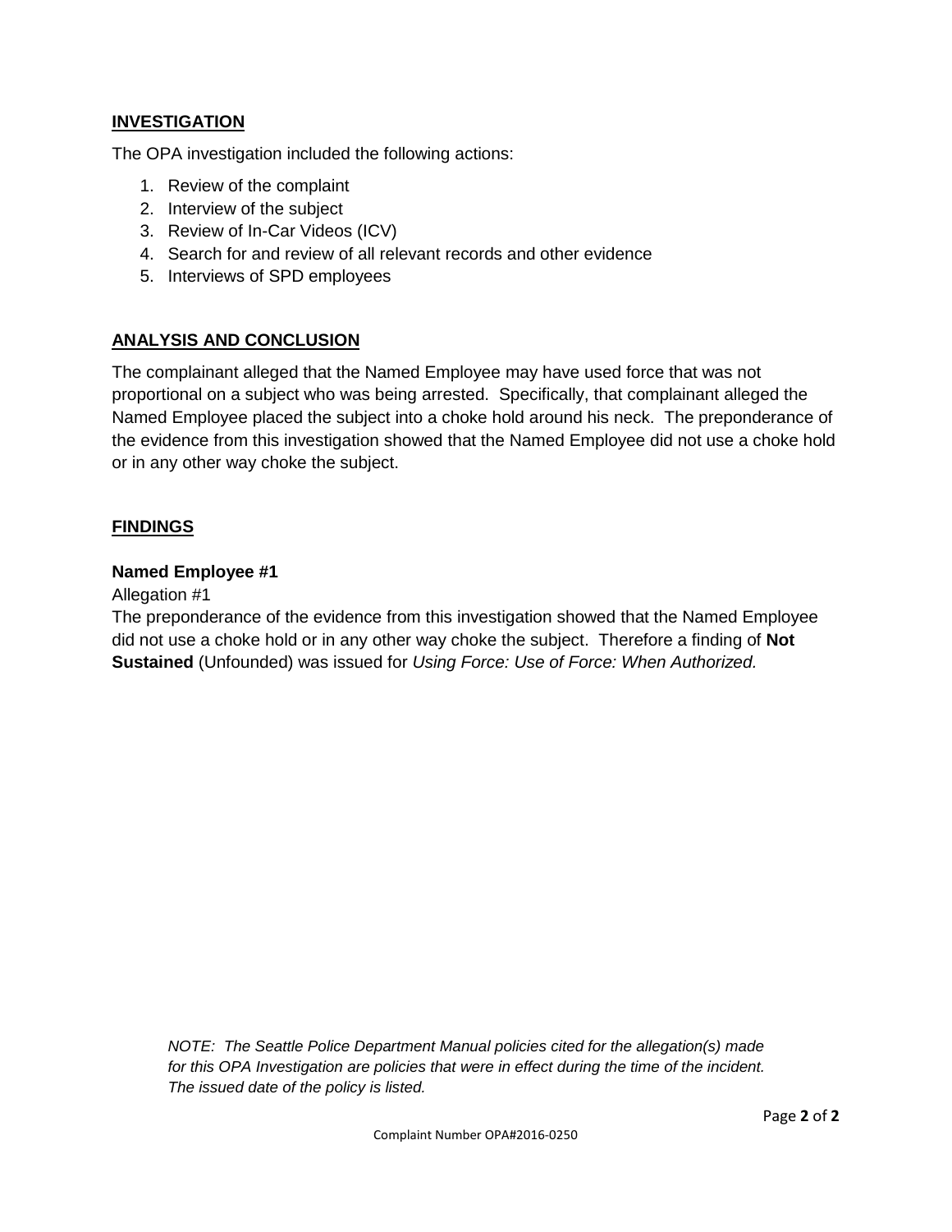## INVESTIGATION

The OPA investigation included the following actions:

1. Review of the complaint
2. Interview of the subject
3. Review of In-Car Videos (ICV)
4. Search for and review of all relevant records and other evidence
5. Interviews of SPD employees

## ANALYSIS AND CONCLUSION

The complainant alleged that the Named Employee may have used force that was not proportional on a subject who was being arrested. Specifically, that complainant alleged the Named Employee placed the subject into a choke hold around his neck. The preponderance of the evidence from this investigation showed that the Named Employee did not use a choke hold or in any other way choke the subject.

## FINDINGS

**Named Employee #1**

Allegation #1

The preponderance of the evidence from this investigation showed that the Named Employee did not use a choke hold or in any other way choke the subject. Therefore a finding of **Not Sustained** (Unfounded) was issued for *Using Force: Use of Force: When Authorized.*

*NOTE: The Seattle Police Department Manual policies cited for the allegation(s) made for this OPA Investigation are policies that were in effect during the time of the incident. The issued date of the policy is listed.*

Complaint Number OPA#2016-0250